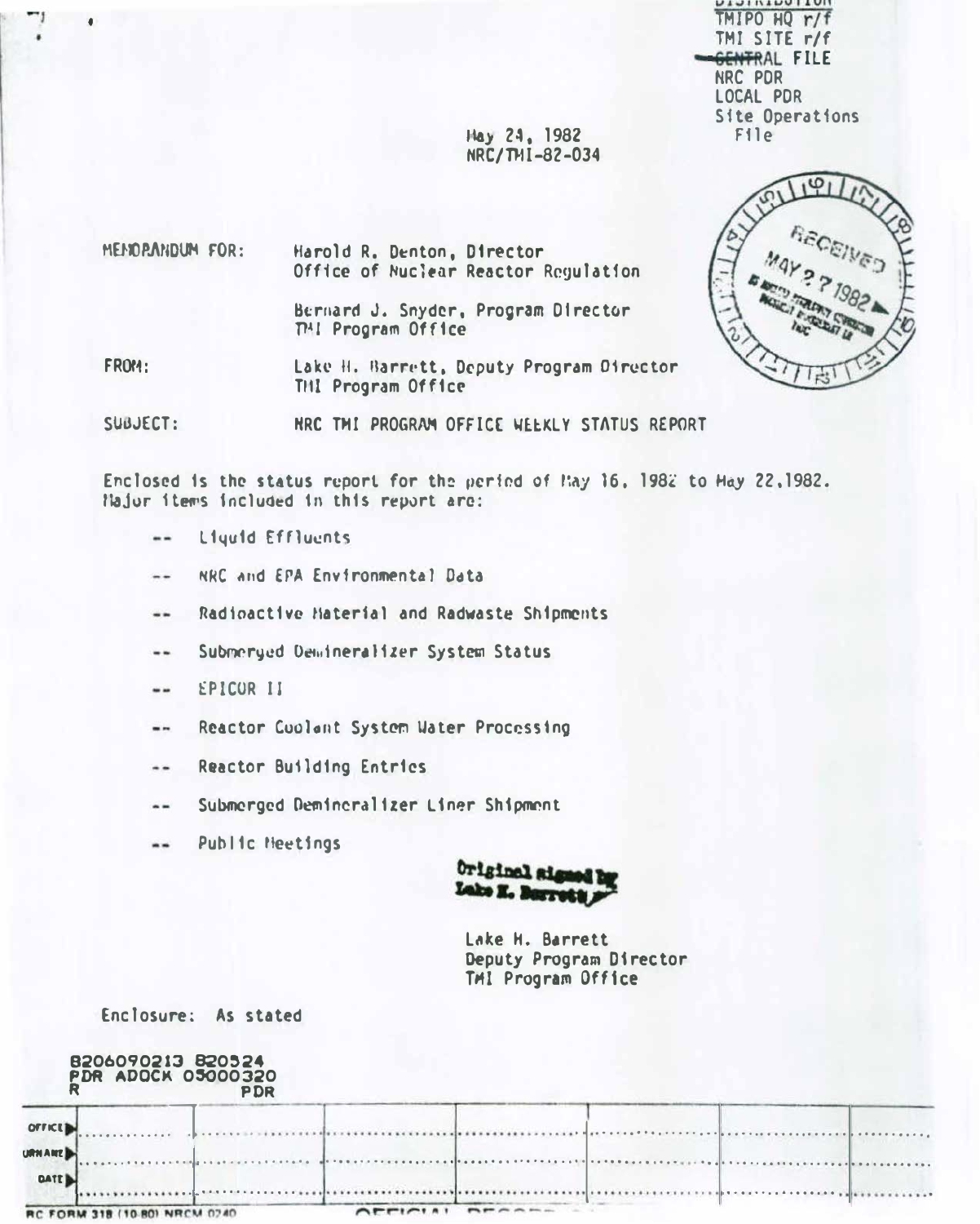DISTRIBUTION
TMIPO HQ r/f
TMI SITE r/f
~~CENTRAL~~ FILE
NRC PDR
LOCAL PDR
Site Operations
File

May 24, 1982
NRC/TMI-82-034

RECEIVED
MAY 27 1982

MEMORANDUM FOR: Harold R. Denton, Director
Office of Nuclear Reactor Regulation

Bernard J. Snyder, Program Director
TMI Program Office

FROM: Lake H. Barrett, Deputy Program Director
TMI Program Office

SUBJECT: NRC TMI PROGRAM OFFICE WEEKLY STATUS REPORT

Enclosed is the status report for the period of May 16, 1982 to May 22, 1982. Major items included in this report are:

- -- Liquid Effluents
- -- NRC and EPA Environmental Data
- -- Radioactive Material and Radwaste Shipments
- -- Submerged Demineralizer System Status
- -- EPICOR II
- -- Reactor Coolant System Water Processing
- -- Reactor Building Entries
- -- Submerged Demineralizer Liner Shipment
- -- Public Meetings

Original signed by
Lake H. Barrett

Lake H. Barrett
Deputy Program Director
TMI Program Office

Enclosure: As stated

8206090213 820524
PDR ADOCK 05000320
R PDR

| OFFICE | | | | | | | |
|---|---|---|---|---|---|---|---|
| SURNAME | | | | | | | |
| DATE | | | | | | | |

NRC FORM 318 (10-80) NRCM 0240 OFFICIAL RECORD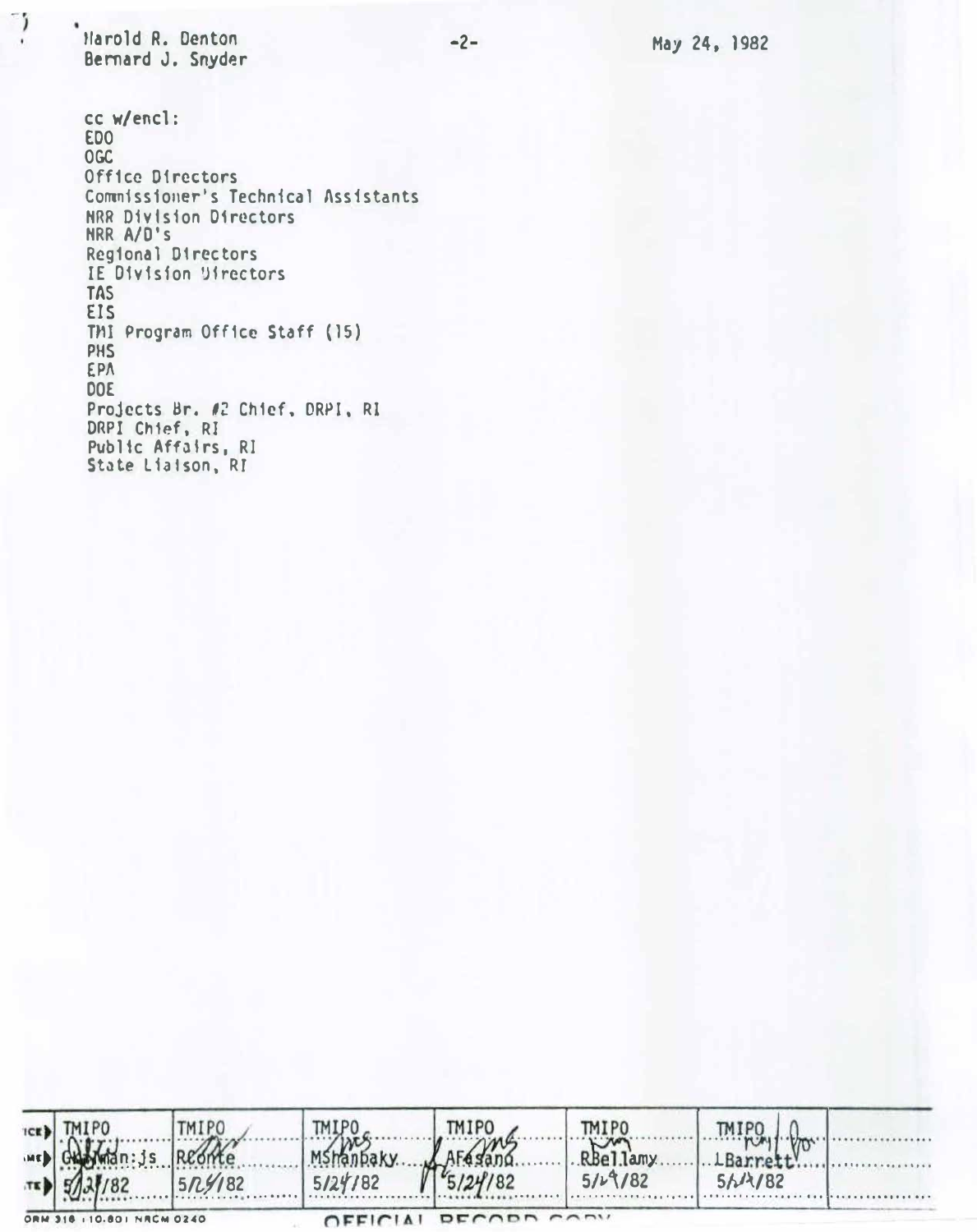Harold R. Denton
Bernard J. Snyder

May 24, 1982

cc w/encl:
EDO
OGC
Office Directors
Commissioner's Technical Assistants
NRR Division Directors
NRR A/D's
Regional Directors
IE Division Directors
TAS
EIS
TMI Program Office Staff (15)
PHS
EPA
DOE
Projects Br. #2 Chief, DRPI, RI
DRPI Chief, RI
Public Affairs, RI
State Liaison, RI

| OFFICE | TMIPO | TMIPO | TMIPO | TMIPO | TMIPO | TMIPO | |
|---|---|---|---|---|---|---|---|
| SURNAME | GKalman:js | RConte | MShanbaky | AFasano | RBellamy | LBarrett | |
| DATE | 5/24/82 | 5/24/82 | 5/24/82 | 5/24/82 | 5/24/82 | 5/24/82 | |

ORM 318 (10-80) NRCM 0240

OFFICIAL RECORD COPY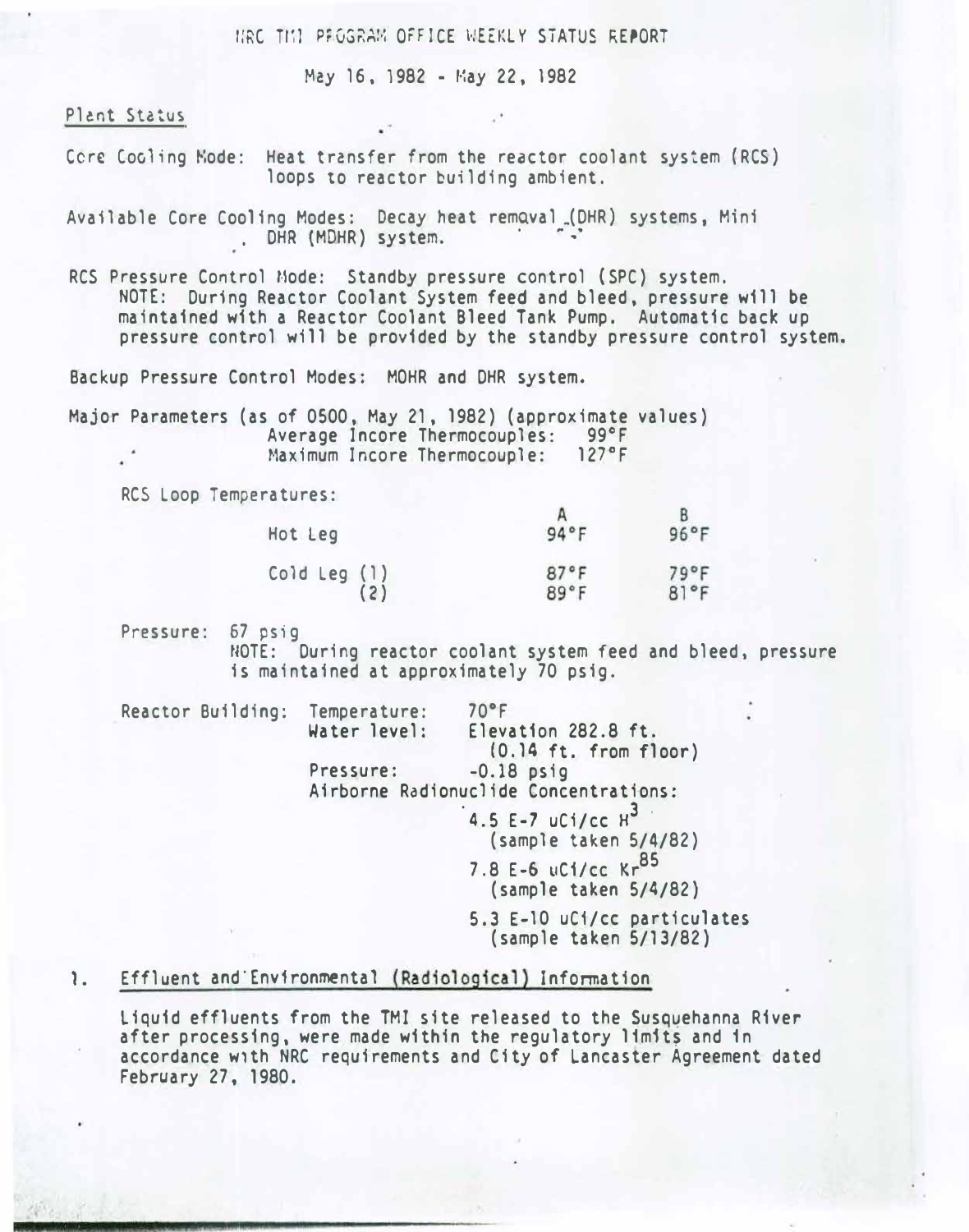# NRC TMI PROGRAM OFFICE WEEKLY STATUS REPORT

May 16, 1982 - May 22, 1982

## Plant Status

Core Cooling Mode: Heat transfer from the reactor coolant system (RCS) loops to reactor building ambient.

Available Core Cooling Modes: Decay heat removal (DHR) systems, Mini DHR (MDHR) system.

RCS Pressure Control Mode: Standby pressure control (SPC) system.
NOTE: During Reactor Coolant System feed and bleed, pressure will be maintained with a Reactor Coolant Bleed Tank Pump. Automatic back up pressure control will be provided by the standby pressure control system.

Backup Pressure Control Modes: MDHR and DHR system.

Major Parameters (as of 0500, May 21, 1982) (approximate values)
Average Incore Thermocouples: 99°F
Maximum Incore Thermocouple: 127°F

RCS Loop Temperatures:

| | A | B |
|---|---|---|
| Hot Leg | 94°F | 96°F |
| Cold Leg (1) | 87°F | 79°F |
| (2) | 89°F | 81°F |

Pressure: 67 psig
NOTE: During reactor coolant system feed and bleed, pressure is maintained at approximately 70 psig.

Reactor Building: Temperature: 70°F
Water level: Elevation 282.8 ft. (0.14 ft. from floor)
Pressure: -0.18 psig
Airborne Radionuclide Concentrations:

- 4.5 E-7 uCi/cc $H^3$ (sample taken 5/4/82)
- 7.8 E-6 uCi/cc $Kr^{85}$ (sample taken 5/4/82)
- 5.3 E-10 uCi/cc particulates (sample taken 5/13/82)

## 1. Effluent and Environmental (Radiological) Information

Liquid effluents from the TMI site released to the Susquehanna River after processing, were made within the regulatory limits and in accordance with NRC requirements and City of Lancaster Agreement dated February 27, 1980.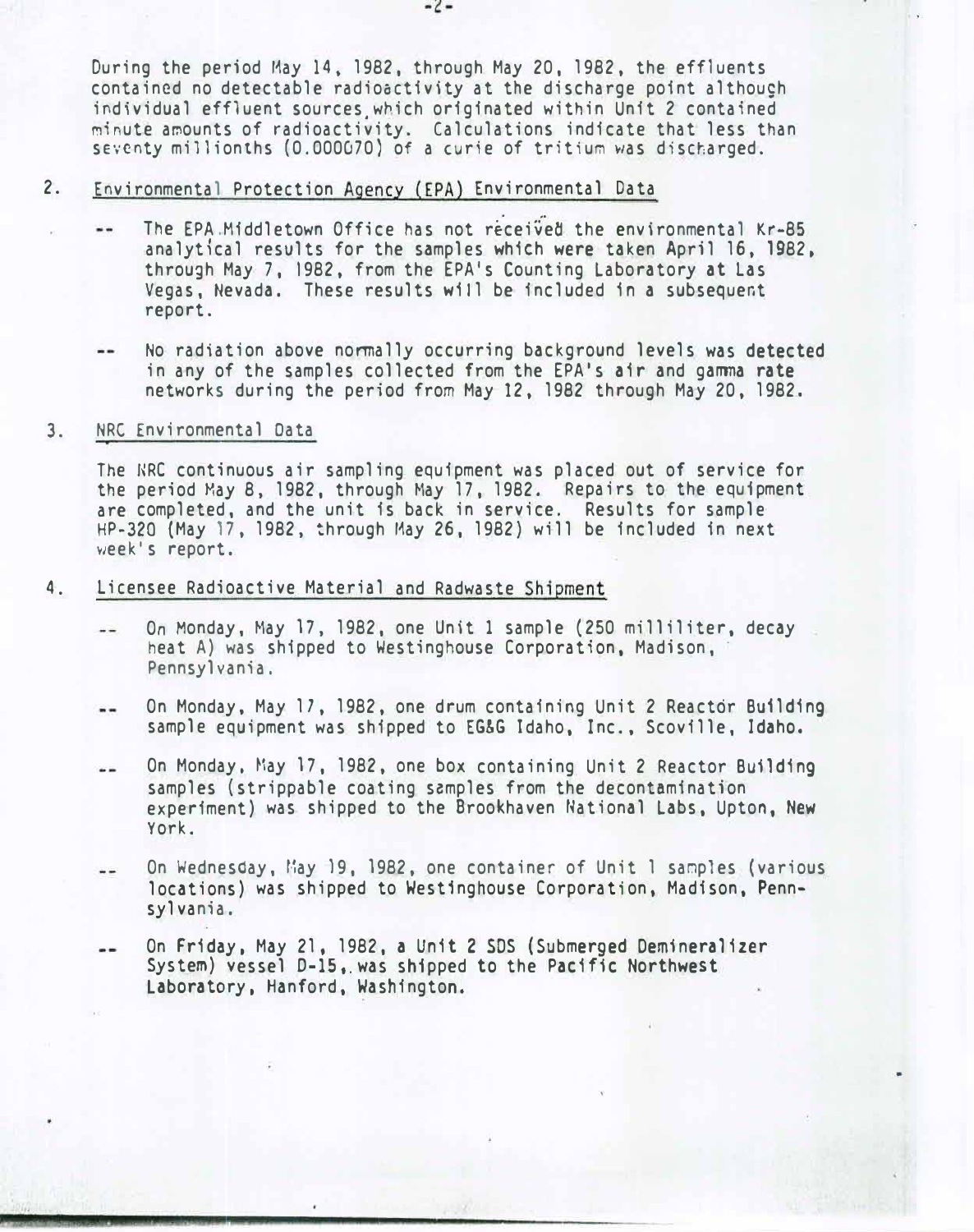During the period May 14, 1982, through May 20, 1982, the effluents contained no detectable radioactivity at the discharge point although individual effluent sources which originated within Unit 2 contained minute amounts of radioactivity. Calculations indicate that less than seventy millionths (0.000070) of a curie of tritium was discharged.

2. Environmental Protection Agency (EPA) Environmental Data

-- The EPA Middletown Office has not received the environmental Kr-85 analytical results for the samples which were taken April 16, 1982, through May 7, 1982, from the EPA's Counting Laboratory at Las Vegas, Nevada. These results will be included in a subsequent report.

-- No radiation above normally occurring background levels was detected in any of the samples collected from the EPA's air and gamma rate networks during the period from May 12, 1982 through May 20, 1982.

3. NRC Environmental Data

The NRC continuous air sampling equipment was placed out of service for the period May 8, 1982, through May 17, 1982. Repairs to the equipment are completed, and the unit is back in service. Results for sample HP-320 (May 17, 1982, through May 26, 1982) will be included in next week's report.

4. Licensee Radioactive Material and Radwaste Shipment

-- On Monday, May 17, 1982, one Unit 1 sample (250 milliliter, decay heat A) was shipped to Westinghouse Corporation, Madison, Pennsylvania.

-- On Monday, May 17, 1982, one drum containing Unit 2 Reactor Building sample equipment was shipped to EG&G Idaho, Inc., Scoville, Idaho.

-- On Monday, May 17, 1982, one box containing Unit 2 Reactor Building samples (strippable coating samples from the decontamination experiment) was shipped to the Brookhaven National Labs, Upton, New York.

-- On Wednesday, May 19, 1982, one container of Unit 1 samples (various locations) was shipped to Westinghouse Corporation, Madison, Pennsylvania.

-- On Friday, May 21, 1982, a Unit 2 SDS (Submerged Demineralizer System) vessel D-15, was shipped to the Pacific Northwest Laboratory, Hanford, Washington.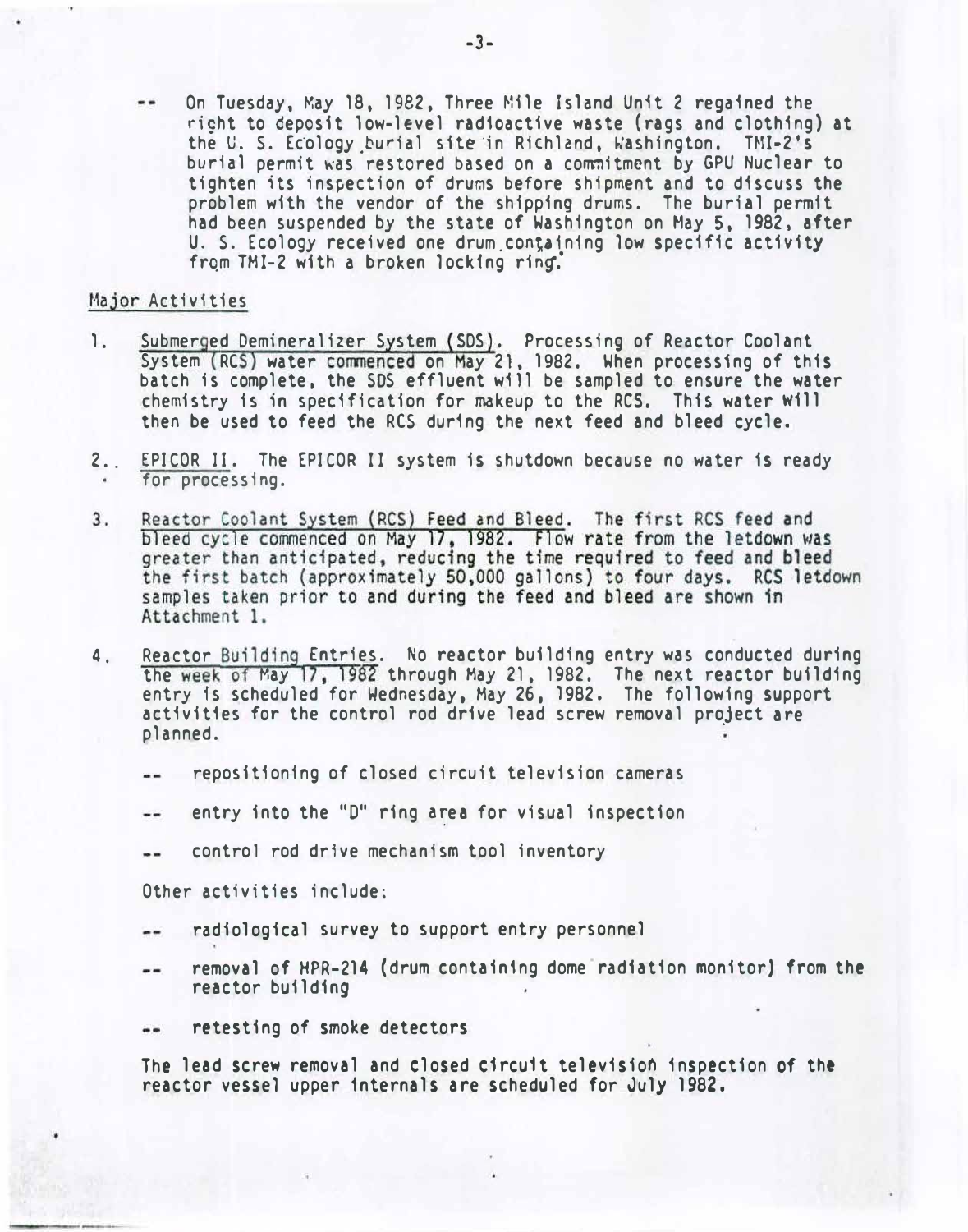-- On Tuesday, May 18, 1982, Three Mile Island Unit 2 regained the right to deposit low-level radioactive waste (rags and clothing) at the U. S. Ecology burial site in Richland, Washington. TMI-2's burial permit was restored based on a commitment by GPU Nuclear to tighten its inspection of drums before shipment and to discuss the problem with the vendor of the shipping drums. The burial permit had been suspended by the state of Washington on May 5, 1982, after U. S. Ecology received one drum containing low specific activity from TMI-2 with a broken locking ring.

## Major Activities

1. Submerged Demineralizer System (SDS). Processing of Reactor Coolant System (RCS) water commenced on May 21, 1982. When processing of this batch is complete, the SDS effluent will be sampled to ensure the water chemistry is in specification for makeup to the RCS. This water will then be used to feed the RCS during the next feed and bleed cycle.

2. EPICOR II. The EPICOR II system is shutdown because no water is ready for processing.

3. Reactor Coolant System (RCS) Feed and Bleed. The first RCS feed and bleed cycle commenced on May 17, 1982. Flow rate from the letdown was greater than anticipated, reducing the time required to feed and bleed the first batch (approximately 50,000 gallons) to four days. RCS letdown samples taken prior to and during the feed and bleed are shown in Attachment 1.

4. Reactor Building Entries. No reactor building entry was conducted during the week of May 17, 1982 through May 21, 1982. The next reactor building entry is scheduled for Wednesday, May 26, 1982. The following support activities for the control rod drive lead screw removal project are planned.

    -- repositioning of closed circuit television cameras

    -- entry into the "D" ring area for visual inspection

    -- control rod drive mechanism tool inventory

    Other activities include:

    -- radiological survey to support entry personnel

    -- removal of HPR-214 (drum containing dome radiation monitor) from the reactor building

    -- retesting of smoke detectors

    The lead screw removal and closed circuit television inspection of the reactor vessel upper internals are scheduled for July 1982.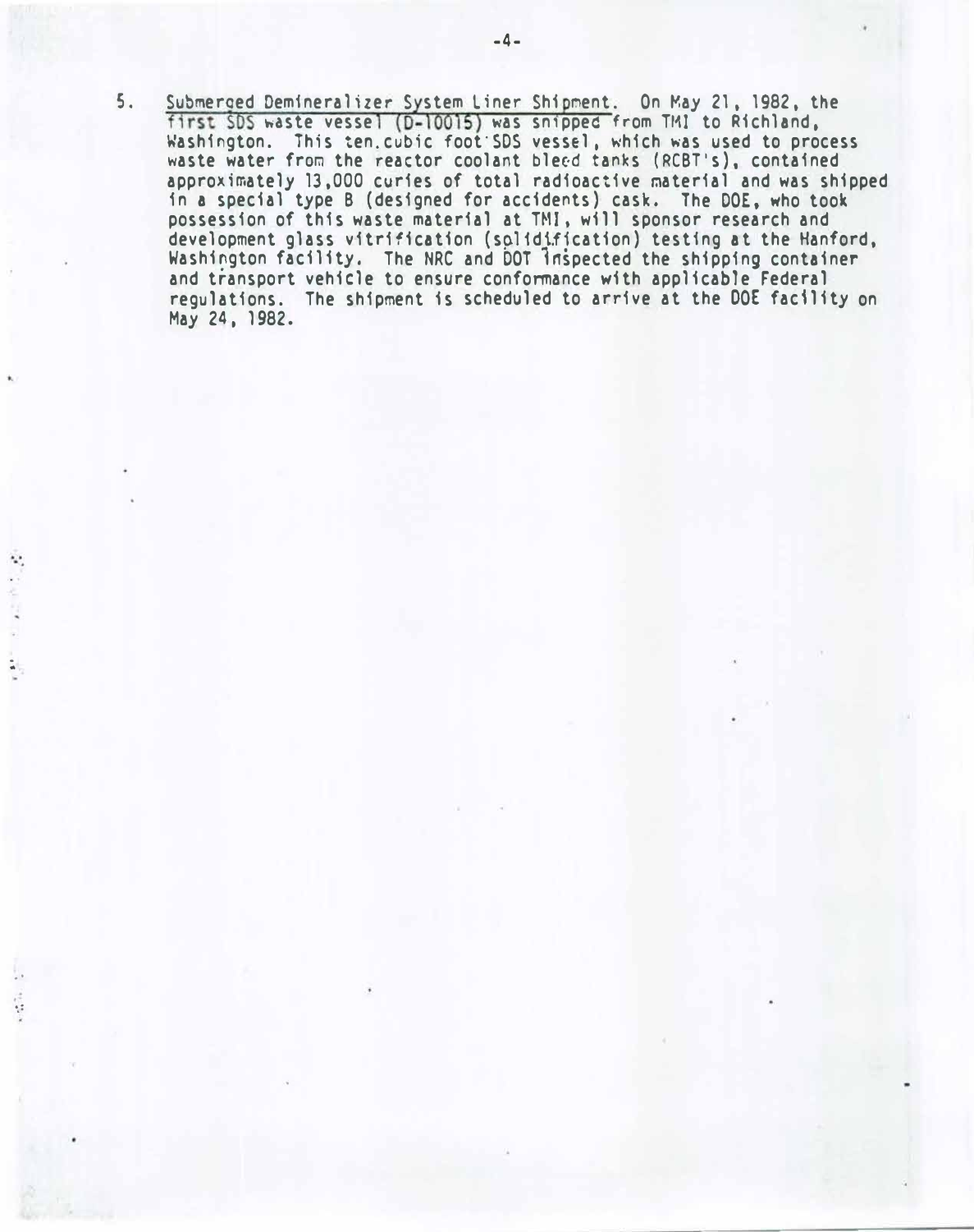5. <u>Submerged Demineralizer System Liner Shipment</u>. On May 21, 1982, the first SDS waste vessel (D-10015) was shipped from TMI to Richland, Washington. This ten cubic foot SDS vessel, which was used to process waste water from the reactor coolant bleed tanks (RCBT's), contained approximately 13,000 curies of total radioactive material and was shipped in a special type B (designed for accidents) cask. The DOE, who took possession of this waste material at TMI, will sponsor research and development glass vitrification (solidification) testing at the Hanford, Washington facility. The NRC and DOT inspected the shipping container and transport vehicle to ensure conformance with applicable Federal regulations. The shipment is scheduled to arrive at the DOE facility on May 24, 1982.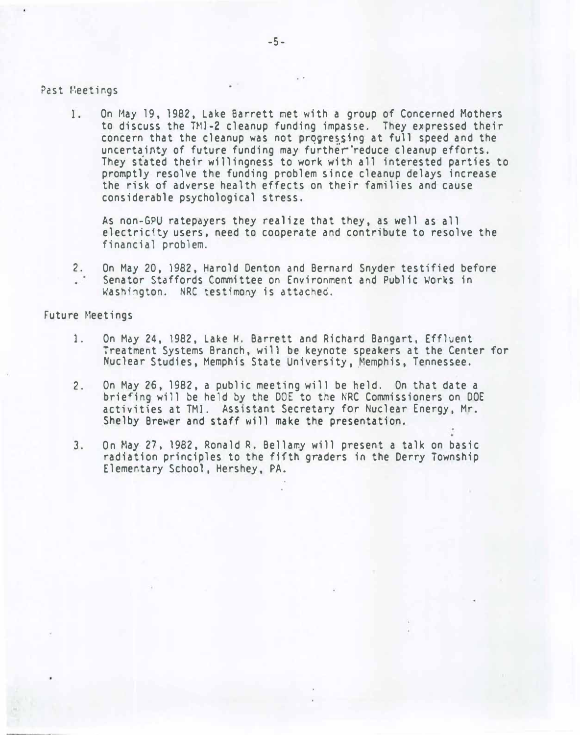Past Meetings

1. On May 19, 1982, Lake Barrett met with a group of Concerned Mothers to discuss the TMI-2 cleanup funding impasse. They expressed their concern that the cleanup was not progressing at full speed and the uncertainty of future funding may further reduce cleanup efforts. They stated their willingness to work with all interested parties to promptly resolve the funding problem since cleanup delays increase the risk of adverse health effects on their families and cause considerable psychological stress.

   As non-GPU ratepayers they realize that they, as well as all electricity users, need to cooperate and contribute to resolve the financial problem.

2. On May 20, 1982, Harold Denton and Bernard Snyder testified before Senator Staffords Committee on Environment and Public Works in Washington. NRC testimony is attached.

Future Meetings

1. On May 24, 1982, Lake H. Barrett and Richard Bangart, Effluent Treatment Systems Branch, will be keynote speakers at the Center for Nuclear Studies, Memphis State University, Memphis, Tennessee.

2. On May 26, 1982, a public meeting will be held. On that date a briefing will be held by the DOE to the NRC Commissioners on DOE activities at TMI. Assistant Secretary for Nuclear Energy, Mr. Shelby Brewer and staff will make the presentation.

3. On May 27, 1982, Ronald R. Bellamy will present a talk on basic radiation principles to the fifth graders in the Derry Township Elementary School, Hershey, PA.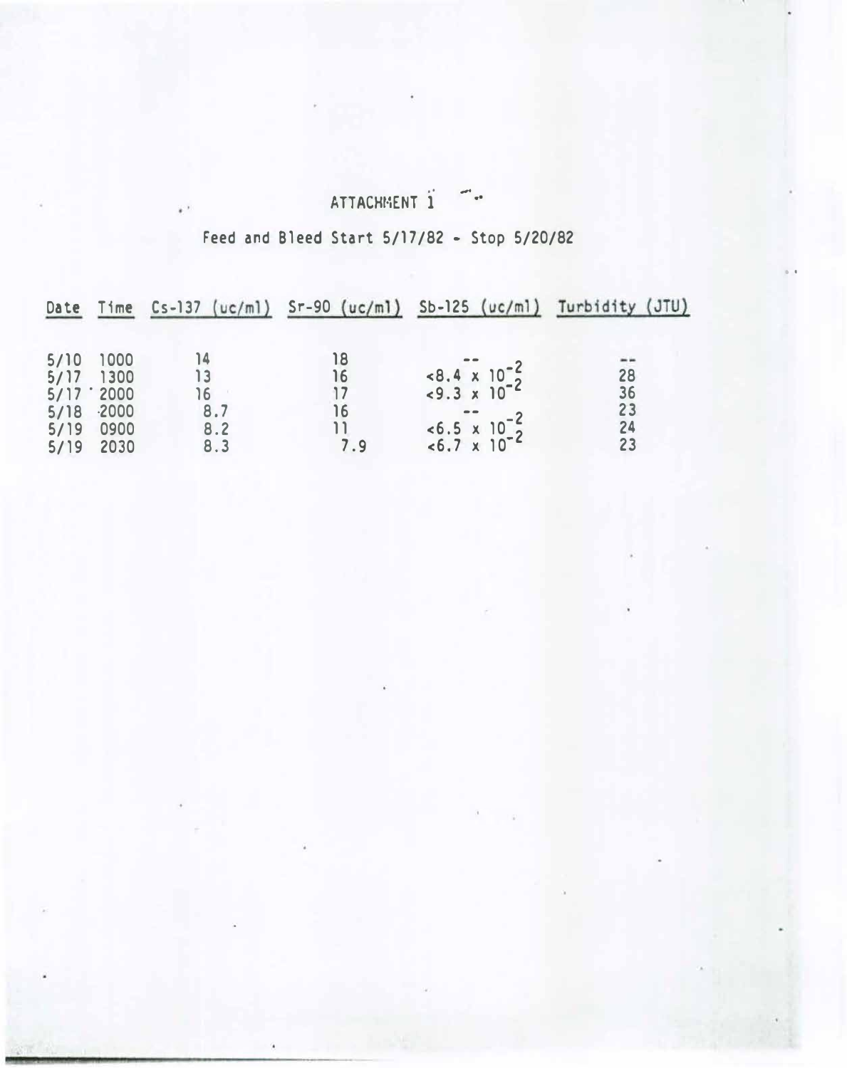# ATTACHMENT 1

Feed and Bleed Start 5/17/82 - Stop 5/20/82

| Date | Time | Cs-137 (uc/ml) | Sr-90 (uc/ml) | Sb-125 (uc/ml) | Turbidity (JTU) |
|---|---|---|---|---|---|
| 5/10 | 1000 | 14 | 18 | -- | -- |
| 5/17 | 1300 | 13 | 16 | $<8.4 \times 10^{-2}$ | 28 |
| 5/17 | 2000 | 16 | 17 | $<9.3 \times 10^{-2}$ | 36 |
| 5/18 | 2000 | 8.7 | 16 | -- | 23 |
| 5/19 | 0900 | 8.2 | 11 | $<6.5 \times 10^{-2}$ | 24 |
| 5/19 | 2030 | 8.3 | 7.9 | $<6.7 \times 10^{-2}$ | 23 |